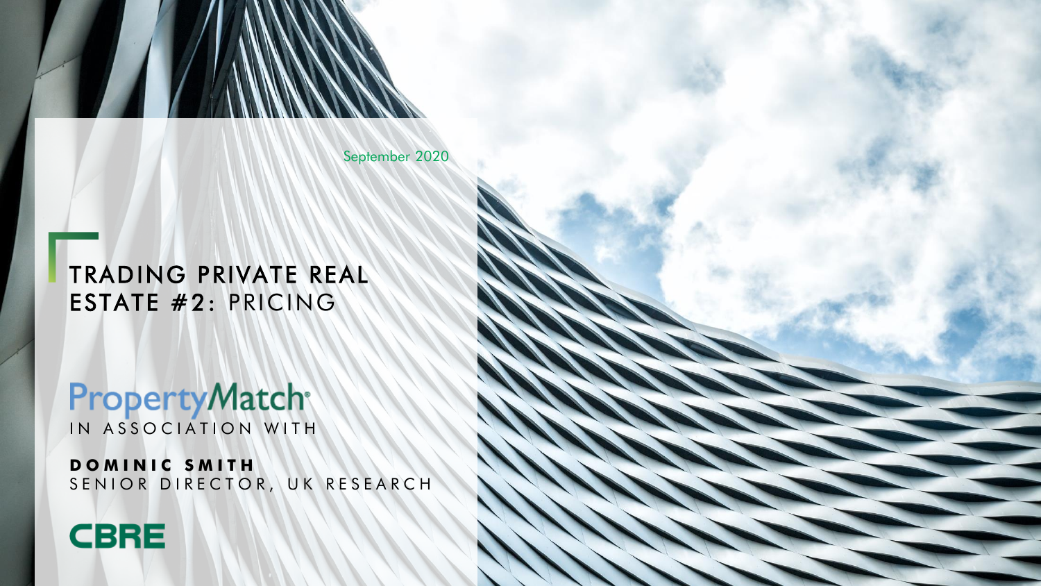September 2020

# TRADING PRIVATE REAL ESTATE #2: PRICING

PropertyMatch

IN ASSOCIATION WITH

**DOMINIC SMITH**
SENIOR DIRECTOR, UK RESEARCH

CBRE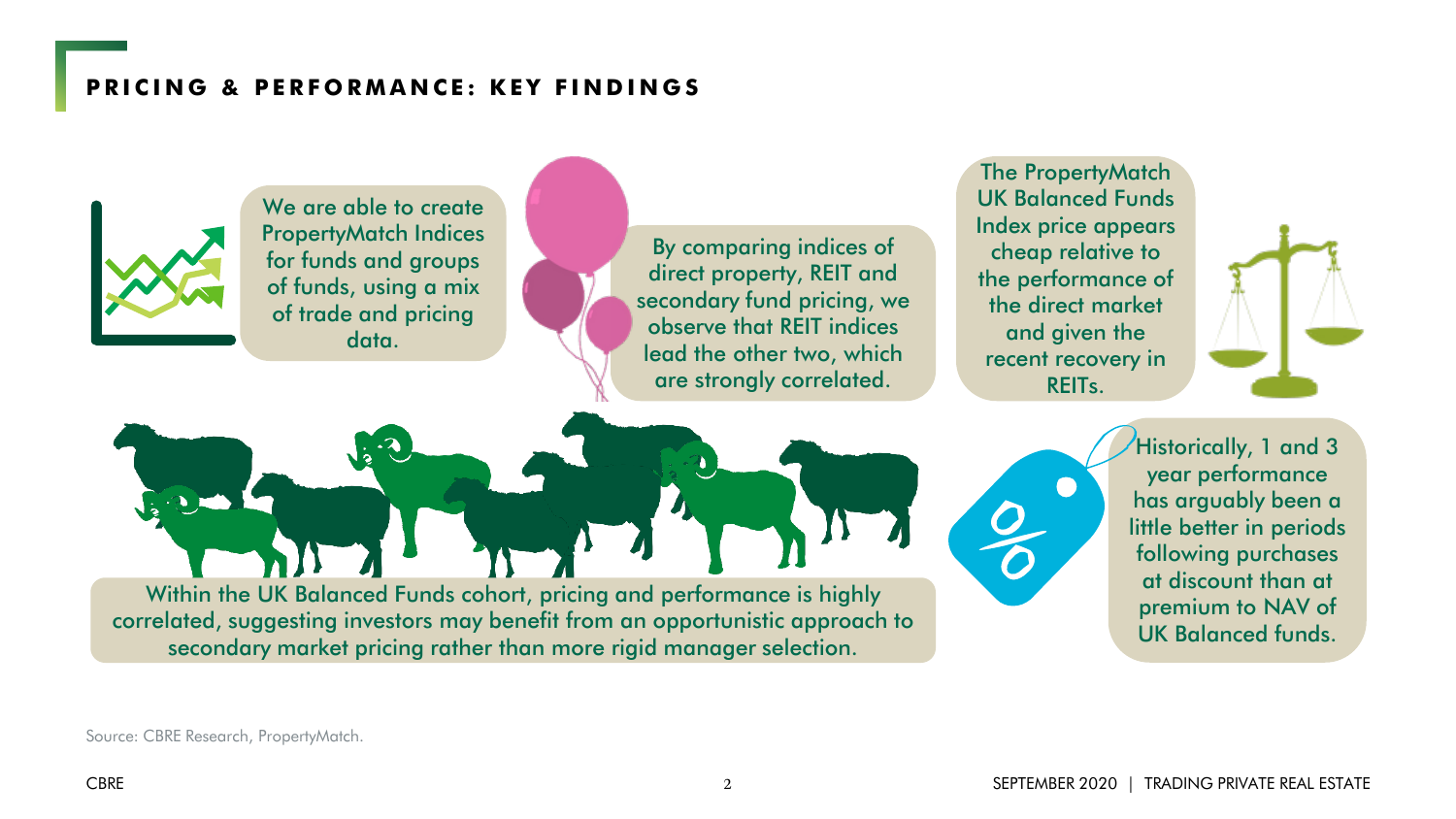## PRICING & PERFORMANCE: KEY FINDINGS

We are able to create PropertyMatch Indices for funds and groups of funds, using a mix of trade and pricing data.

By comparing indices of direct property, REIT and secondary fund pricing, we observe that REIT indices lead the other two, which are strongly correlated.

The PropertyMatch UK Balanced Funds Index price appears cheap relative to the performance of the direct market and given the recent recovery in REITs.

Within the UK Balanced Funds cohort, pricing and performance is highly correlated, suggesting investors may benefit from an opportunistic approach to secondary market pricing rather than more rigid manager selection.

Historically, 1 and 3 year performance has arguably been a little better in periods following purchases at discount than at premium to NAV of UK Balanced funds.

Source: CBRE Research, PropertyMatch.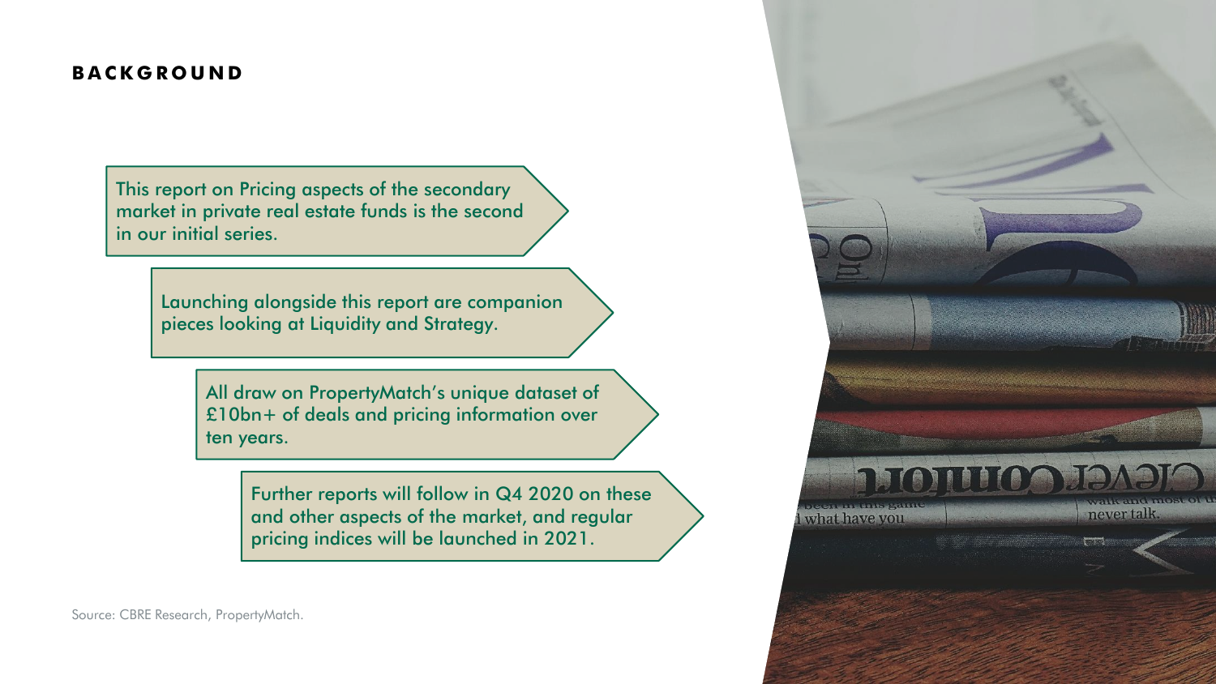## BACKGROUND

This report on Pricing aspects of the secondary market in private real estate funds is the second in our initial series.

Launching alongside this report are companion pieces looking at Liquidity and Strategy.

All draw on PropertyMatch's unique dataset of £10bn+ of deals and pricing information over ten years.

Further reports will follow in Q4 2020 on these and other aspects of the market, and regular pricing indices will be launched in 2021.

Source: CBRE Research, PropertyMatch.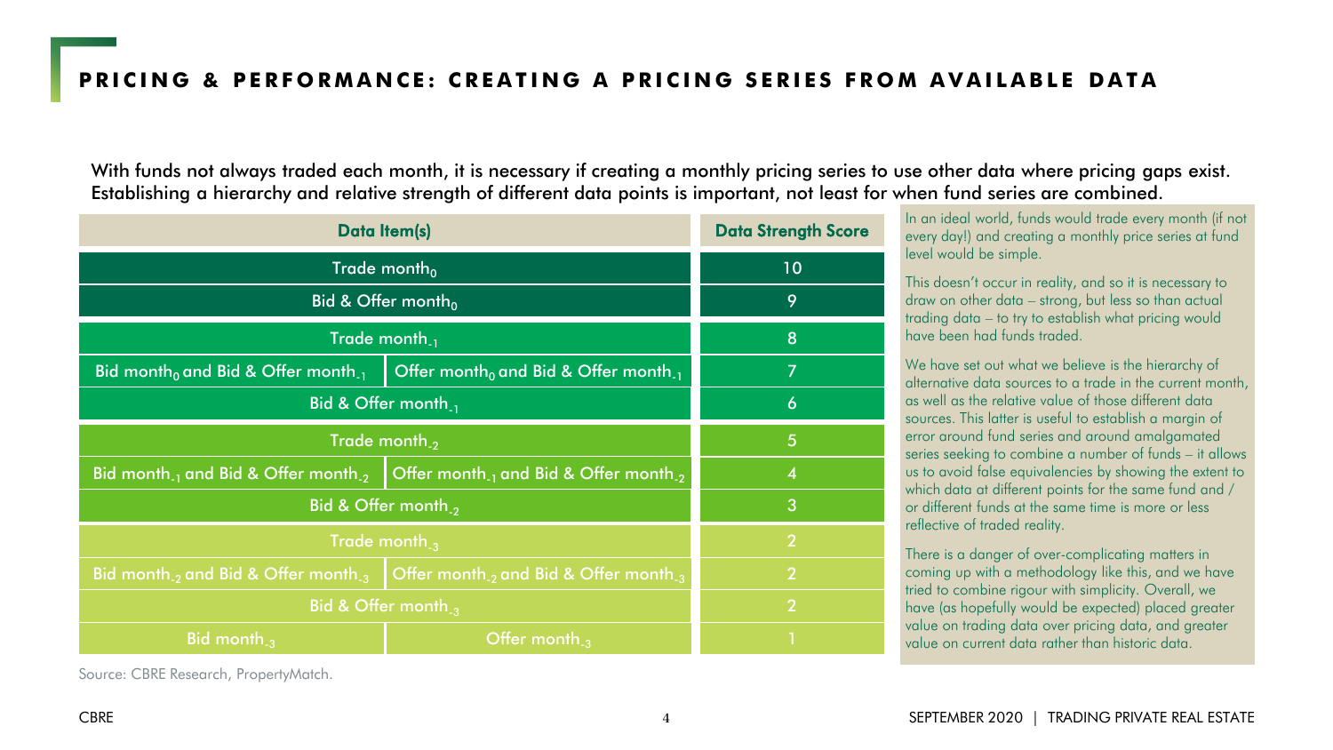# PRICING & PERFORMANCE: CREATING A PRICING SERIES FROM AVAILABLE DATA

With funds not always traded each month, it is necessary if creating a monthly pricing series to use other data where pricing gaps exist. Establishing a hierarchy and relative strength of different data points is important, not least for when fund series are combined.

| Data Item(s) | | Data Strength Score |
|---|---|---|
| Trade $month_0$ | | 10 |
| Bid & Offer $month_0$ | | 9 |
| Trade $month_{-1}$ | | 8 |
| Bid $month_0$ and Bid & Offer $month_{-1}$ | Offer $month_0$ and Bid & Offer $month_{-1}$ | 7 |
| Bid & Offer $month_{-1}$ | | 6 |
| Trade $month_{-2}$ | | 5 |
| Bid $month_{-1}$ and Bid & Offer $month_{-2}$ | Offer $month_{-1}$ and Bid & Offer $month_{-2}$ | 4 |
| Bid & Offer $month_{-2}$ | | 3 |
| Trade $month_{-3}$ | | 2 |
| Bid $month_{-2}$ and Bid & Offer $month_{-3}$ | Offer $month_{-2}$ and Bid & Offer $month_{-3}$ | 2 |
| Bid & Offer $month_{-3}$ | | 2 |
| Bid $month_{-3}$ | Offer $month_{-3}$ | 1 |

Source: CBRE Research, PropertyMatch.

In an ideal world, funds would trade every month (if not every day!) and creating a monthly price series at fund level would be simple.

This doesn't occur in reality, and so it is necessary to draw on other data – strong, but less so than actual trading data – to try to establish what pricing would have been had funds traded.

We have set out what we believe is the hierarchy of alternative data sources to a trade in the current month, as well as the relative value of those different data sources. This latter is useful to establish a margin of error around fund series and around amalgamated series seeking to combine a number of funds – it allows us to avoid false equivalencies by showing the extent to which data at different points for the same fund and / or different funds at the same time is more or less reflective of traded reality.

There is a danger of over-complicating matters in coming up with a methodology like this, and we have tried to combine rigour with simplicity. Overall, we have (as hopefully would be expected) placed greater value on trading data over pricing data, and greater value on current data rather than historic data.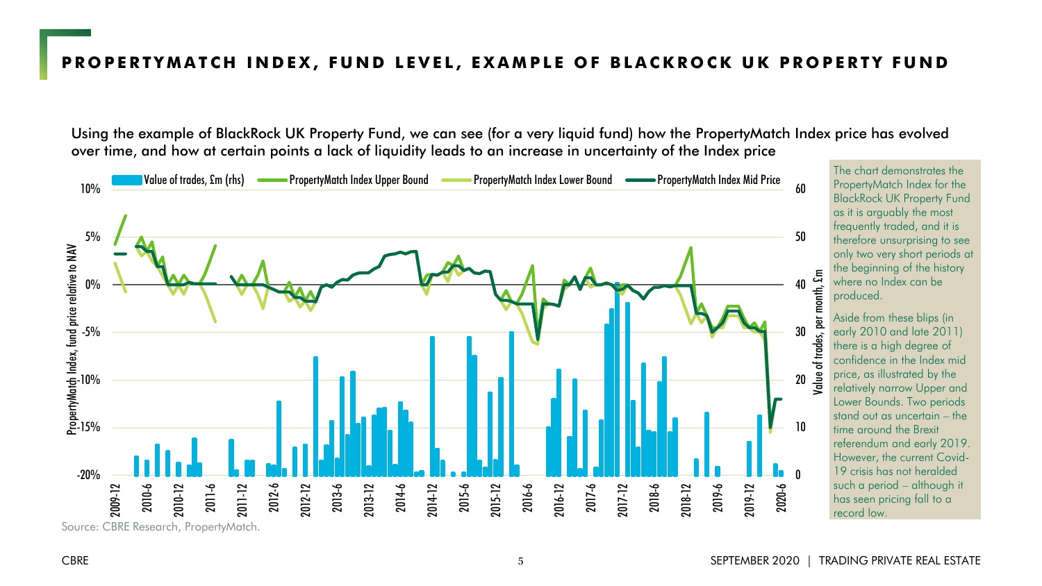# PROPERTYMATCH INDEX, FUND LEVEL, EXAMPLE OF BLACKROCK UK PROPERTY FUND

Using the example of BlackRock UK Property Fund, we can see (for a very liquid fund) how the PropertyMatch Index price has evolved over time, and how at certain points a lack of liquidity leads to an increase in uncertainty of the Index price

Source: CBRE Research, PropertyMatch.

The chart demonstrates the PropertyMatch Index for the BlackRock UK Property Fund as it is arguably the most frequently traded, and it is therefore unsurprising to see only two very short periods at the beginning of the history where no Index can be produced.

Aside from these blips (in early 2010 and late 2011) there is a high degree of confidence in the Index mid price, as illustrated by the relatively narrow Upper and Lower Bounds. Two periods stand out as uncertain – the time around the Brexit referendum and early 2019. However, the current Covid-19 crisis has not heralded such a period – although it has seen pricing fall to a record low.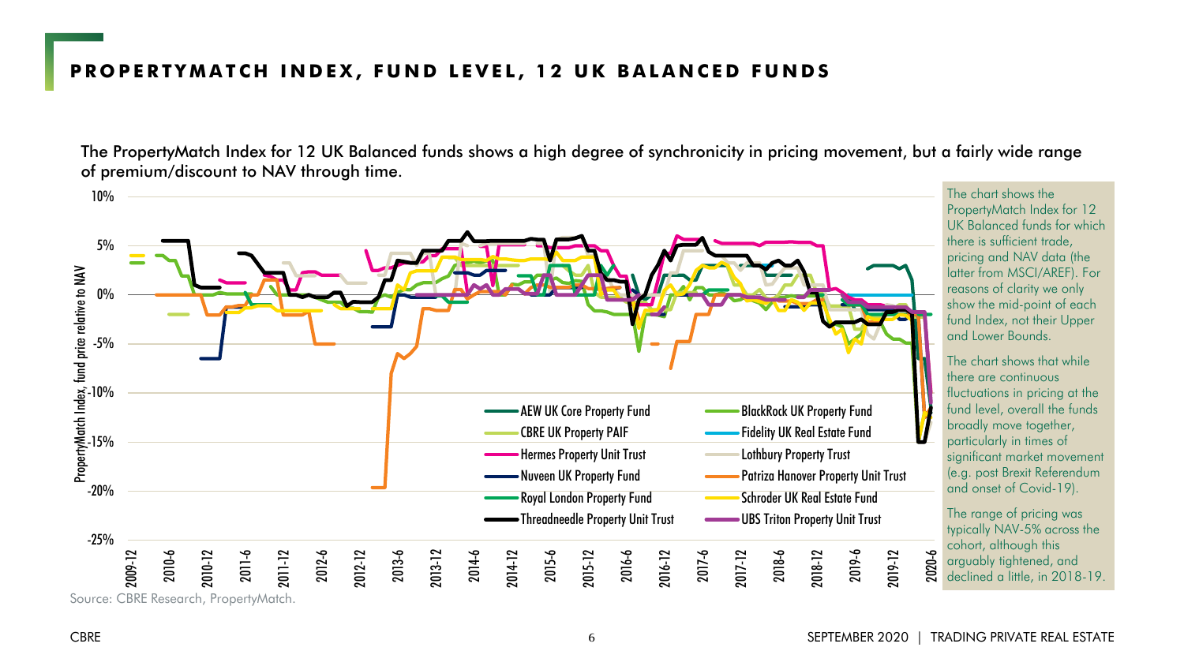## PROPERTYMATCH INDEX, FUND LEVEL, 12 UK BALANCED FUNDS

The PropertyMatch Index for 12 UK Balanced funds shows a high degree of synchronicity in pricing movement, but a fairly wide range of premium/discount to NAV through time.

Source: CBRE Research, PropertyMatch.

The chart shows the PropertyMatch Index for 12 UK Balanced funds for which there is sufficient trade, pricing and NAV data (the latter from MSCI/AREF). For reasons of clarity we only show the mid-point of each fund Index, not their Upper and Lower Bounds.

The chart shows that while there are continuous fluctuations in pricing at the fund level, overall the funds broadly move together, particularly in times of significant market movement (e.g. post Brexit Referendum and onset of Covid-19).

The range of pricing was typically NAV-5% across the cohort, although this arguably tightened, and declined a little, in 2018-19.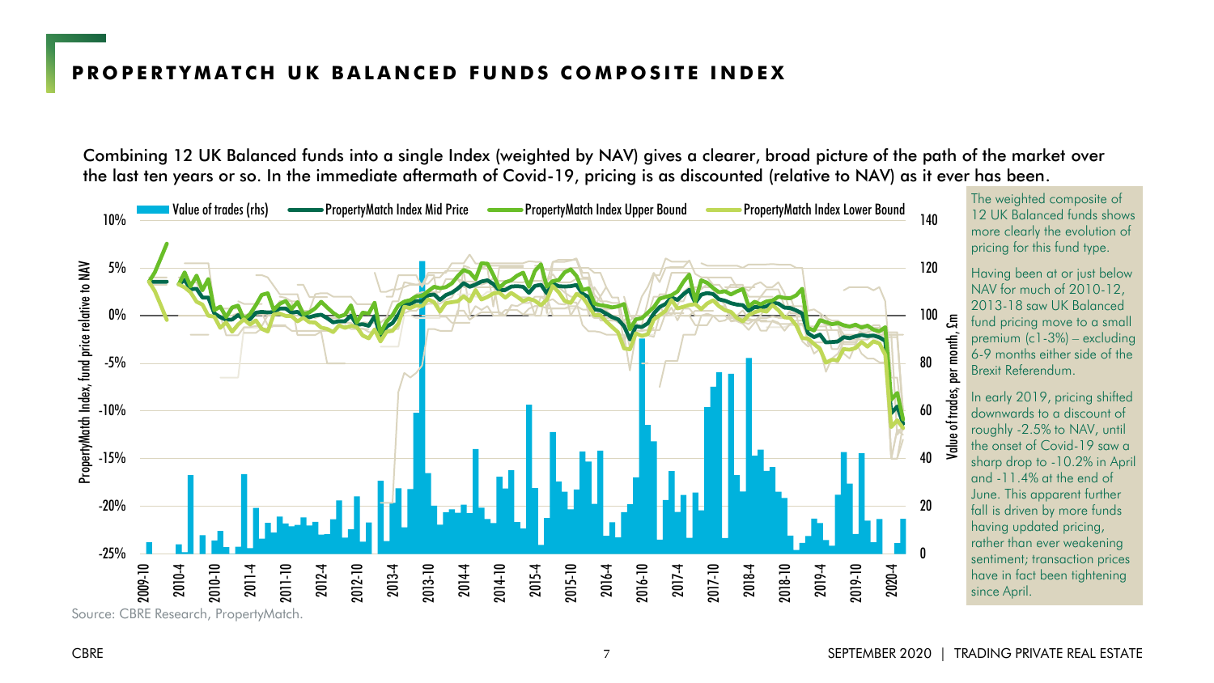## PROPERTYMATCH UK BALANCED FUNDS COMPOSITE INDEX

Combining 12 UK Balanced funds into a single Index (weighted by NAV) gives a clearer, broad picture of the path of the market over the last ten years or so. In the immediate aftermath of Covid-19, pricing is as discounted (relative to NAV) as it ever has been.

Source: CBRE Research, PropertyMatch.

The weighted composite of 12 UK Balanced funds shows more clearly the evolution of pricing for this fund type.

Having been at or just below NAV for much of 2010-12, 2013-18 saw UK Balanced fund pricing move to a small premium (c1-3%) – excluding 6-9 months either side of the Brexit Referendum.

In early 2019, pricing shifted downwards to a discount of roughly -2.5% to NAV, until the onset of Covid-19 saw a sharp drop to -10.2% in April and -11.4% at the end of June. This apparent further fall is driven by more funds having updated pricing, rather than ever weakening sentiment; transaction prices have in fact been tightening since April.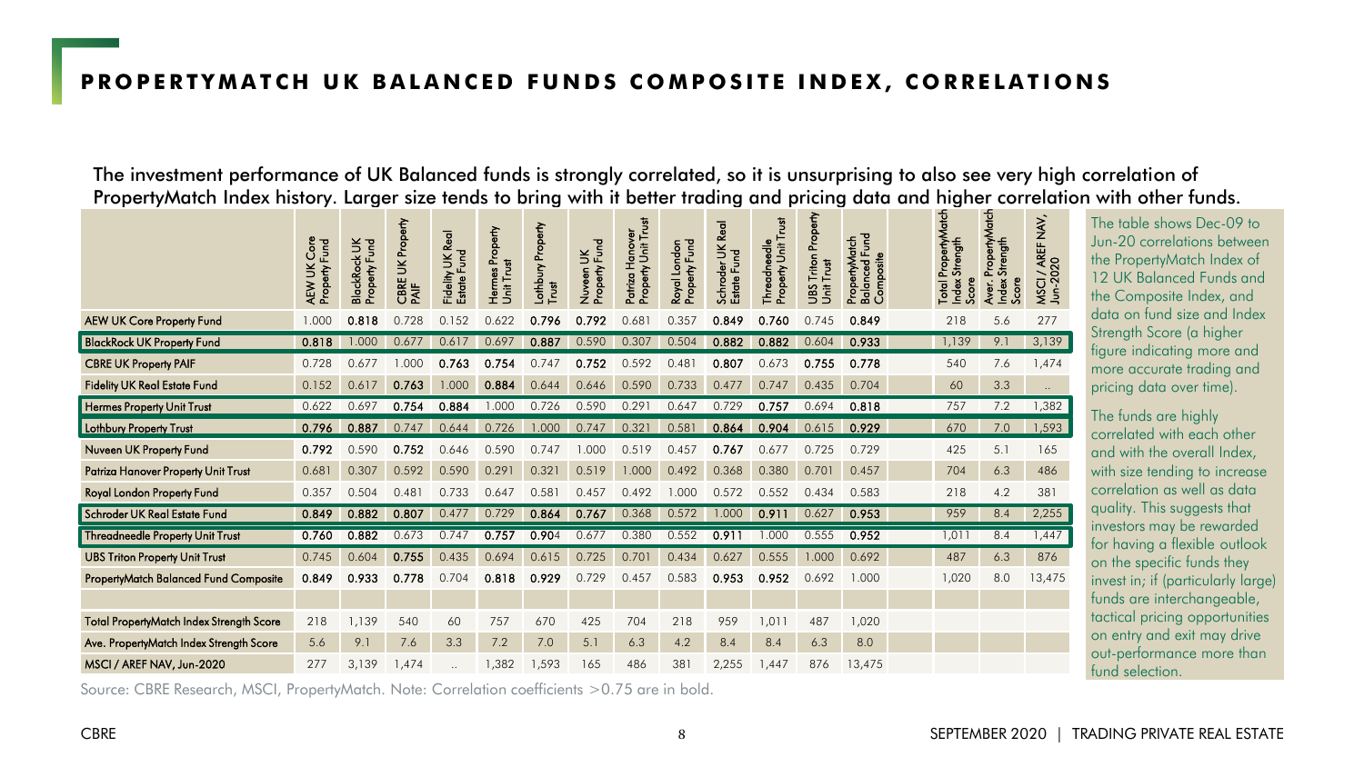# PROPERTYMATCH UK BALANCED FUNDS COMPOSITE INDEX, CORRELATIONS

The investment performance of UK Balanced funds is strongly correlated, so it is unsurprising to also see very high correlation of PropertyMatch Index history. Larger size tends to bring with it better trading and pricing data and higher correlation with other funds.

| | AEW UK Core Property Fund | BlackRock UK Property Fund | CBRE UK Property PAIF | Fidelity UK Real Estate Fund | Hermes Property Unit Trust | Lothbury Property Trust | Nuveen UK Property Fund | Patriza Hanover Property Unit Trust | Royal London Property Fund | Schroder UK Real Estate Fund | Threadneedle Property Unit Trust | UBS Triton Property Unit Trust | PropertyMatch Balanced Fund Composite | | Total PropertyMatch Index Strength Score | Aver. PropertyMatch Index Strength Score | MSCI / AREF NAV, Jun-2020 |
|---|---|---|---|---|---|---|---|---|---|---|---|---|---|---|---|---|---|
| AEW UK Core Property Fund | 1.000 | **0.818** | 0.728 | 0.152 | 0.622 | **0.796** | **0.792** | 0.681 | 0.357 | **0.849** | **0.760** | 0.745 | **0.849** | | 218 | 5.6 | 277 |
| BlackRock UK Property Fund | **0.818** | 1.000 | 0.677 | 0.617 | 0.697 | **0.887** | 0.590 | 0.307 | 0.504 | **0.882** | **0.882** | 0.604 | **0.933** | | 1,139 | 9.1 | 3,139 |
| CBRE UK Property PAIF | 0.728 | 0.677 | 1.000 | **0.763** | **0.754** | 0.747 | **0.752** | 0.592 | 0.481 | **0.807** | 0.673 | **0.755** | **0.778** | | 540 | 7.6 | 1,474 |
| Fidelity UK Real Estate Fund | 0.152 | 0.617 | **0.763** | 1.000 | **0.884** | 0.644 | 0.646 | 0.590 | 0.733 | 0.477 | 0.747 | 0.435 | 0.704 | | 60 | 3.3 | .. |
| Hermes Property Unit Trust | 0.622 | 0.697 | **0.754** | **0.884** | 1.000 | 0.726 | 0.590 | 0.291 | 0.647 | 0.729 | **0.757** | 0.694 | **0.818** | | 757 | 7.2 | 1,382 |
| Lothbury Property Trust | **0.796** | **0.887** | 0.747 | 0.644 | 0.726 | 1.000 | 0.747 | 0.321 | 0.581 | **0.864** | **0.904** | 0.615 | **0.929** | | 670 | 7.0 | 1,593 |
| Nuveen UK Property Fund | **0.792** | 0.590 | **0.752** | 0.646 | 0.590 | 0.747 | 1.000 | 0.519 | 0.457 | **0.767** | 0.677 | 0.725 | 0.729 | | 425 | 5.1 | 165 |
| Patriza Hanover Property Unit Trust | 0.681 | 0.307 | 0.592 | 0.590 | 0.291 | 0.321 | 0.519 | 1.000 | 0.492 | 0.368 | 0.380 | 0.701 | 0.457 | | 704 | 6.3 | 486 |
| Royal London Property Fund | 0.357 | 0.504 | 0.481 | 0.733 | 0.647 | 0.581 | 0.457 | 0.492 | 1.000 | 0.572 | 0.552 | 0.434 | 0.583 | | 218 | 4.2 | 381 |
| Schroder UK Real Estate Fund | **0.849** | **0.882** | **0.807** | 0.477 | 0.729 | **0.864** | **0.767** | 0.368 | 0.572 | 1.000 | **0.911** | 0.627 | **0.953** | | 959 | 8.4 | 2,255 |
| Threadneedle Property Unit Trust | **0.760** | **0.882** | 0.673 | 0.747 | **0.757** | **0.904** | 0.677 | 0.380 | 0.552 | **0.911** | 1.000 | 0.555 | **0.952** | | 1,011 | 8.4 | 1,447 |
| UBS Triton Property Unit Trust | 0.745 | 0.604 | **0.755** | 0.435 | 0.694 | 0.615 | 0.725 | 0.701 | 0.434 | 0.627 | 0.555 | 1.000 | 0.692 | | 487 | 6.3 | 876 |
| PropertyMatch Balanced Fund Composite | **0.849** | **0.933** | **0.778** | 0.704 | **0.818** | **0.929** | 0.729 | 0.457 | 0.583 | **0.953** | **0.952** | 0.692 | 1.000 | | 1,020 | 8.0 | 13,475 |
| | | | | | | | | | | | | | | | | | |
| Total PropertyMatch Index Strength Score | 218 | 1,139 | 540 | 60 | 757 | 670 | 425 | 704 | 218 | 959 | 1,011 | 487 | 1,020 | | | | |
| Ave. PropertyMatch Index Strength Score | 5.6 | 9.1 | 7.6 | 3.3 | 7.2 | 7.0 | 5.1 | 6.3 | 4.2 | 8.4 | 8.4 | 6.3 | 8.0 | | | | |
| MSCI / AREF NAV, Jun-2020 | 277 | 3,139 | 1,474 | .. | 1,382 | 1,593 | 165 | 486 | 381 | 2,255 | 1,447 | 876 | 13,475 | | | | |

Source: CBRE Research, MSCI, PropertyMatch. Note: Correlation coefficients >0.75 are in bold.

The table shows Dec-09 to Jun-20 correlations between the PropertyMatch Index of 12 UK Balanced Funds and the Composite Index, and data on fund size and Index Strength Score (a higher figure indicating more and more accurate trading and pricing data over time).

The funds are highly correlated with each other and with the overall Index, with size tending to increase correlation as well as data quality. This suggests that investors may be rewarded for having a flexible outlook on the specific funds they invest in; if (particularly large) funds are interchangeable, tactical pricing opportunities on entry and exit may drive out-performance more than fund selection.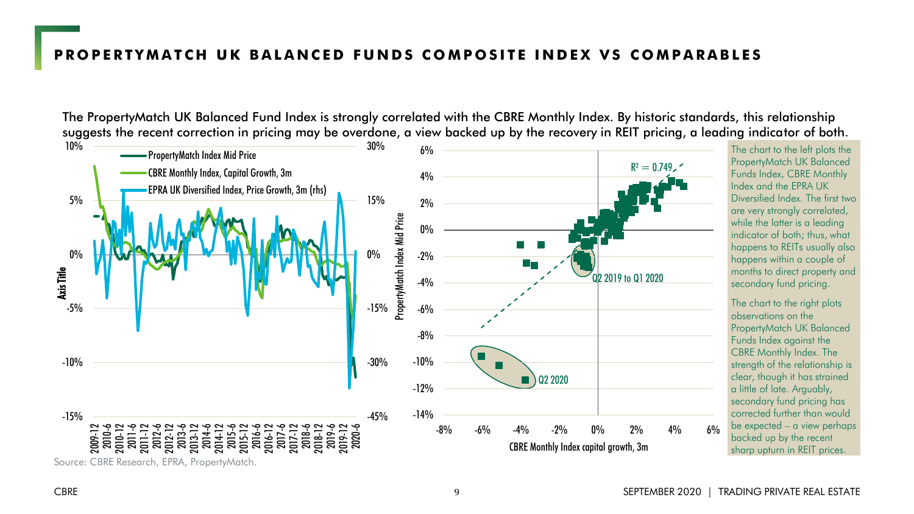## PROPERTYMATCH UK BALANCED FUNDS COMPOSITE INDEX VS COMPARABLES

The PropertyMatch UK Balanced Fund Index is strongly correlated with the CBRE Monthly Index. By historic standards, this relationship suggests the recent correction in pricing may be overdone, a view backed up by the recovery in REIT pricing, a leading indicator of both.

The chart to the left plots the PropertyMatch UK Balanced Funds Index, CBRE Monthly Index and the EPRA UK Diversified Index. The first two are very strongly correlated, while the latter is a leading indicator of both; thus, what happens to REITs usually also happens within a couple of months to direct property and secondary fund pricing.

The chart to the right plots observations on the PropertyMatch UK Balanced Funds Index against the CBRE Monthly Index. The strength of the relationship is clear, though it has strained a little of late. Arguably, secondary fund pricing has corrected further than would be expected – a view perhaps backed up by the recent sharp upturn in REIT prices.

Source: CBRE Research, EPRA, PropertyMatch.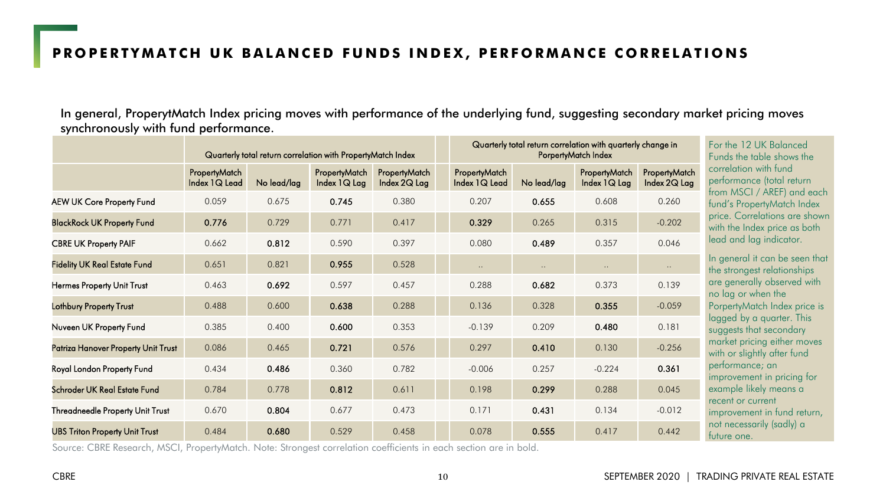## PROPERTYMATCH UK BALANCED FUNDS INDEX, PERFORMANCE CORRELATIONS

In general, ProperytMatch Index pricing moves with performance of the underlying fund, suggesting secondary market pricing moves synchronously with fund performance.

| | Quarterly total return correlation with PropertyMatch Index | | | | Quarterly total return correlation with quarterly change in PorpertyMatch Index | | | |
|---|---|---|---|---|---|---|---|---|
| | PropertyMatch Index 1Q Lead | No lead/lag | PropertyMatch Index 1Q Lag | PropertyMatch Index 2Q Lag | PropertyMatch Index 1Q Lead | No lead/lag | PropertyMatch Index 1Q Lag | PropertyMatch Index 2Q Lag |
| AEW UK Core Property Fund | 0.059 | 0.675 | **0.745** | 0.380 | 0.207 | **0.655** | 0.608 | 0.260 |
| BlackRock UK Property Fund | **0.776** | 0.729 | 0.771 | 0.417 | **0.329** | 0.265 | 0.315 | -0.202 |
| CBRE UK Property PAIF | 0.662 | **0.812** | 0.590 | 0.397 | 0.080 | **0.489** | 0.357 | 0.046 |
| Fidelity UK Real Estate Fund | 0.651 | 0.821 | **0.955** | 0.528 | .. | .. | .. | .. |
| Hermes Property Unit Trust | 0.463 | **0.692** | 0.597 | 0.457 | 0.288 | **0.682** | 0.373 | 0.139 |
| Lothbury Property Trust | 0.488 | 0.600 | **0.638** | 0.288 | 0.136 | 0.328 | **0.355** | -0.059 |
| Nuveen UK Property Fund | 0.385 | 0.400 | **0.600** | 0.353 | -0.139 | 0.209 | **0.480** | 0.181 |
| Patriza Hanover Property Unit Trust | 0.086 | 0.465 | **0.721** | 0.576 | 0.297 | **0.410** | 0.130 | -0.256 |
| Royal London Property Fund | 0.434 | **0.486** | 0.360 | 0.782 | -0.006 | 0.257 | -0.224 | **0.361** |
| Schroder UK Real Estate Fund | 0.784 | 0.778 | **0.812** | 0.611 | 0.198 | **0.299** | 0.288 | 0.045 |
| Threadneedle Property Unit Trust | 0.670 | **0.804** | 0.677 | 0.473 | 0.171 | **0.431** | 0.134 | -0.012 |
| UBS Triton Property Unit Trust | 0.484 | **0.680** | 0.529 | 0.458 | 0.078 | **0.555** | 0.417 | 0.442 |

Source: CBRE Research, MSCI, PropertyMatch. Note: Strongest correlation coefficients in each section are in bold.

For the 12 UK Balanced Funds the table shows the correlation with fund performance (total return from MSCI / AREF) and each fund's PropertyMatch Index price. Correlations are shown with the Index price as both lead and lag indicator.

In general it can be seen that the strongest relationships are generally observed with no lag or when the PorpertyMatch Index price is lagged by a quarter. This suggests that secondary market pricing either moves with or slightly after fund performance; an improvement in pricing for example likely means a recent or current improvement in fund return, not necessarily (sadly) a future one.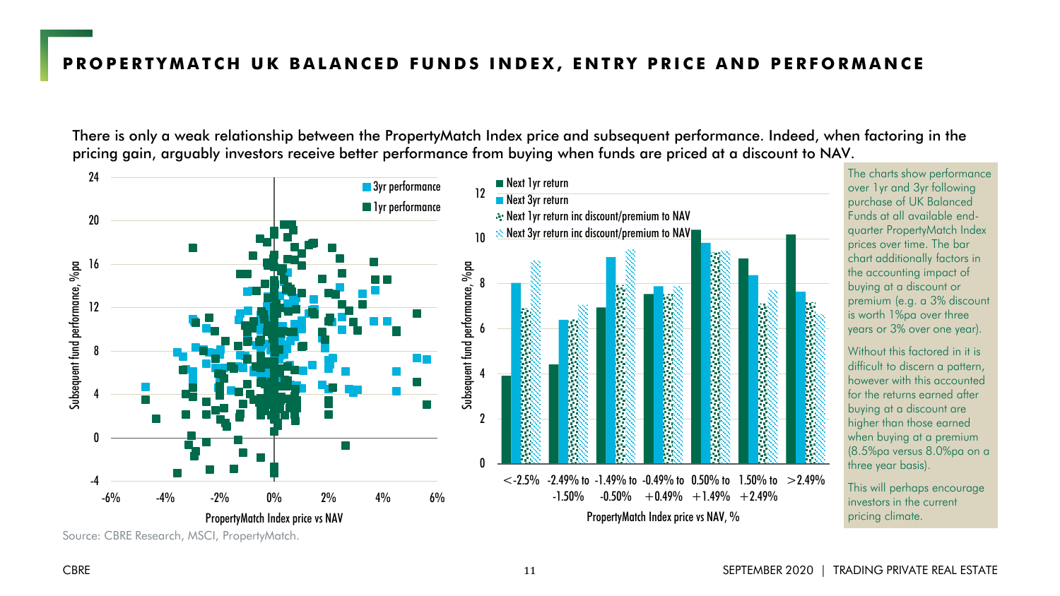## PROPERTYMATCH UK BALANCED FUNDS INDEX, ENTRY PRICE AND PERFORMANCE

There is only a weak relationship between the PropertyMatch Index price and subsequent performance. Indeed, when factoring in the pricing gain, arguably investors receive better performance from buying when funds are priced at a discount to NAV.

Subsequent fund performance, %pa

3yr performance
1yr performance

PropertyMatch Index price vs NAV

Subsequent fund performance, %pa

Next 1yr return
Next 3yr return
Next 1yr return inc discount/premium to NAV
Next 3yr return inc discount/premium to NAV

<-2.5% | -2.49% to -1.50% | -1.49% to -0.50% | -0.49% to +0.49% | 0.50% to +1.49% | 1.50% to +2.49% | >2.49%

PropertyMatch Index price vs NAV, %

The charts show performance over 1yr and 3yr following purchase of UK Balanced Funds at all available end-quarter PropertyMatch Index prices over time. The bar chart additionally factors in the accounting impact of buying at a discount or premium (e.g. a 3% discount is worth 1%pa over three years or 3% over one year).

Without this factored in it is difficult to discern a pattern, however with this accounted for the returns earned after buying at a discount are higher than those earned when buying at a premium (8.5%pa versus 8.0%pa on a three year basis).

This will perhaps encourage investors in the current pricing climate.

Source: CBRE Research, MSCI, PropertyMatch.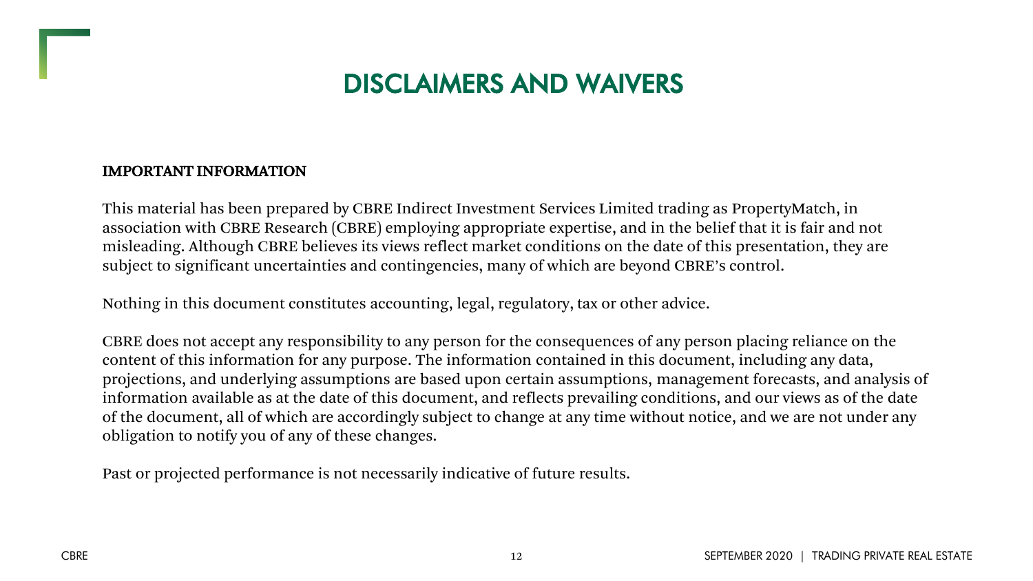# DISCLAIMERS AND WAIVERS

**IMPORTANT INFORMATION**

This material has been prepared by CBRE Indirect Investment Services Limited trading as PropertyMatch, in association with CBRE Research (CBRE) employing appropriate expertise, and in the belief that it is fair and not misleading. Although CBRE believes its views reflect market conditions on the date of this presentation, they are subject to significant uncertainties and contingencies, many of which are beyond CBRE's control.

Nothing in this document constitutes accounting, legal, regulatory, tax or other advice.

CBRE does not accept any responsibility to any person for the consequences of any person placing reliance on the content of this information for any purpose. The information contained in this document, including any data, projections, and underlying assumptions are based upon certain assumptions, management forecasts, and analysis of information available as at the date of this document, and reflects prevailing conditions, and our views as of the date of the document, all of which are accordingly subject to change at any time without notice, and we are not under any obligation to notify you of any of these changes.

Past or projected performance is not necessarily indicative of future results.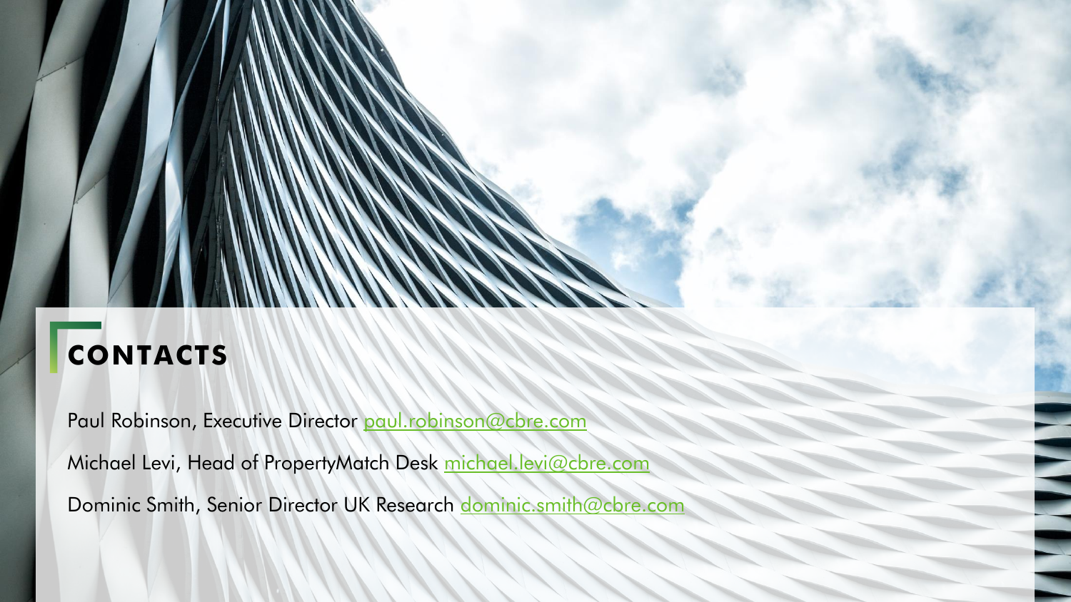# CONTACTS

Paul Robinson, Executive Director paul.robinson@cbre.com

Michael Levi, Head of PropertyMatch Desk michael.levi@cbre.com

Dominic Smith, Senior Director UK Research dominic.smith@cbre.com